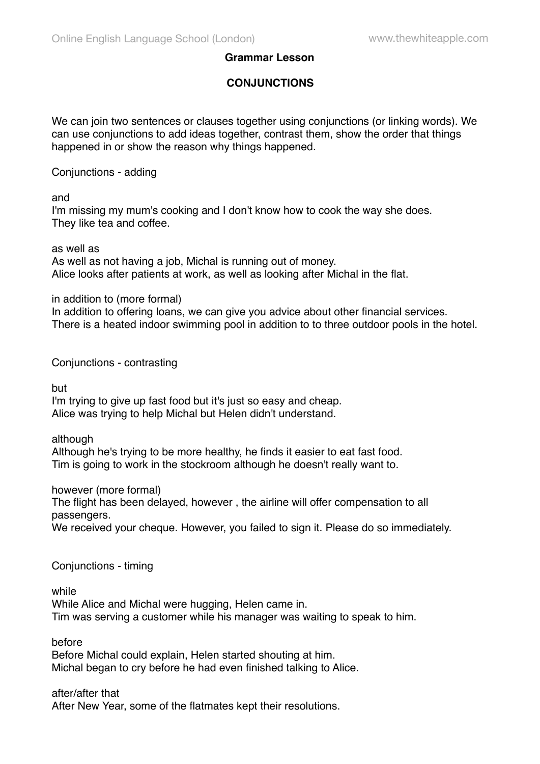**Grammar Lesson**

**CONJUNCTIONS**

We can join two sentences or clauses together using conjunctions (or linking words). We can use conjunctions to add ideas together, contrast them, show the order that things happened in or show the reason why things happened.

Conjunctions - adding

and
I'm missing my mum's cooking and I don't know how to cook the way she does.
They like tea and coffee.

as well as
As well as not having a job, Michal is running out of money.
Alice looks after patients at work, as well as looking after Michal in the flat.

in addition to (more formal)
In addition to offering loans, we can give you advice about other financial services.
There is a heated indoor swimming pool in addition to to three outdoor pools in the hotel.

Conjunctions - contrasting

but
I'm trying to give up fast food but it's just so easy and cheap.
Alice was trying to help Michal but Helen didn't understand.

although
Although he's trying to be more healthy, he finds it easier to eat fast food.
Tim is going to work in the stockroom although he doesn't really want to.

however (more formal)
The flight has been delayed, however , the airline will offer compensation to all passengers.
We received your cheque. However, you failed to sign it. Please do so immediately.

Conjunctions - timing

while
While Alice and Michal were hugging, Helen came in.
Tim was serving a customer while his manager was waiting to speak to him.

before
Before Michal could explain, Helen started shouting at him.
Michal began to cry before he had even finished talking to Alice.

after/after that
After New Year, some of the flatmates kept their resolutions.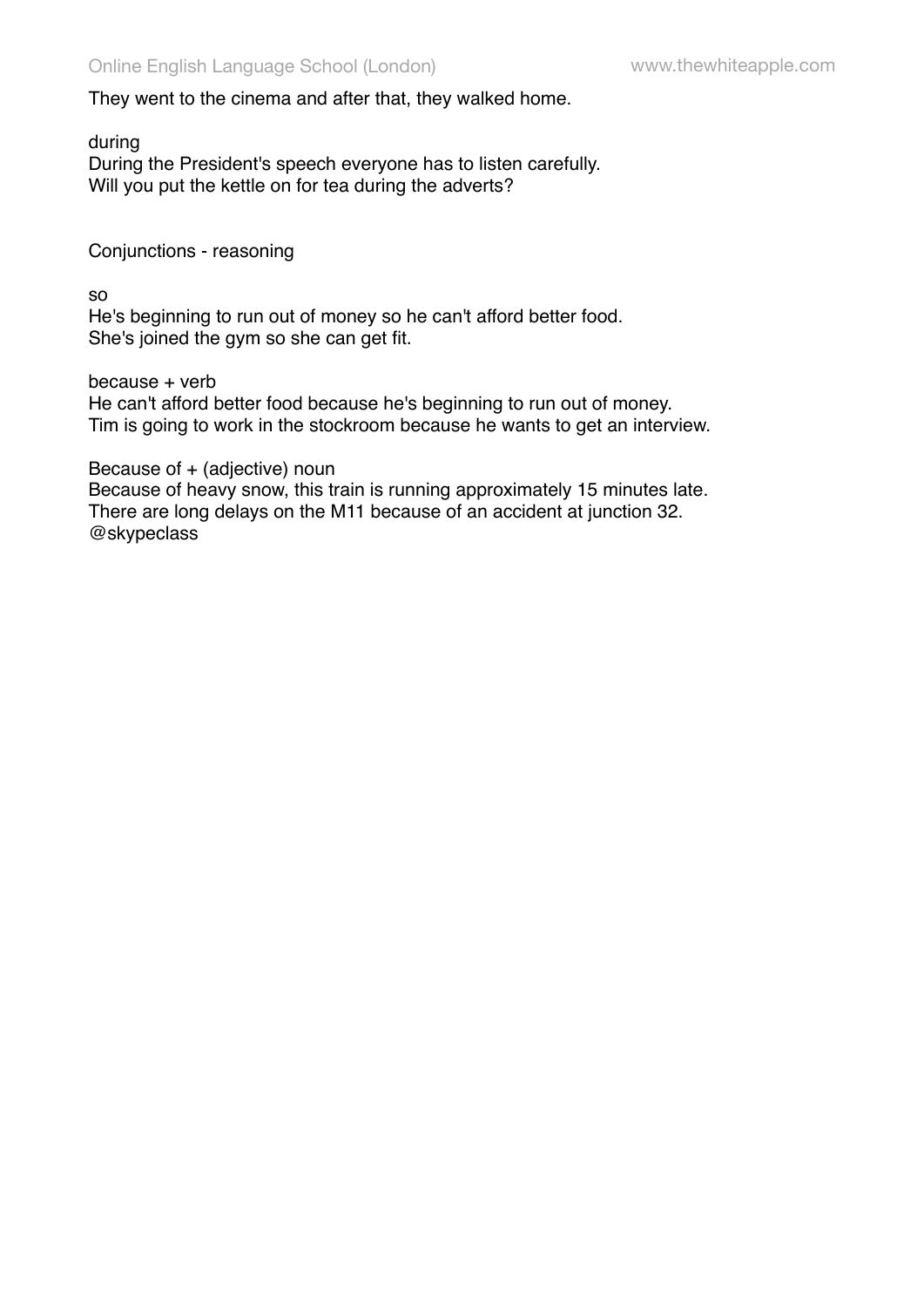They went to the cinema and after that, they walked home.

during
During the President's speech everyone has to listen carefully.
Will you put the kettle on for tea during the adverts?

Conjunctions - reasoning

so
He's beginning to run out of money so he can't afford better food.
She's joined the gym so she can get fit.

because + verb
He can't afford better food because he's beginning to run out of money.
Tim is going to work in the stockroom because he wants to get an interview.

Because of + (adjective) noun
Because of heavy snow, this train is running approximately 15 minutes late.
There are long delays on the M11 because of an accident at junction 32.
@skypeclass